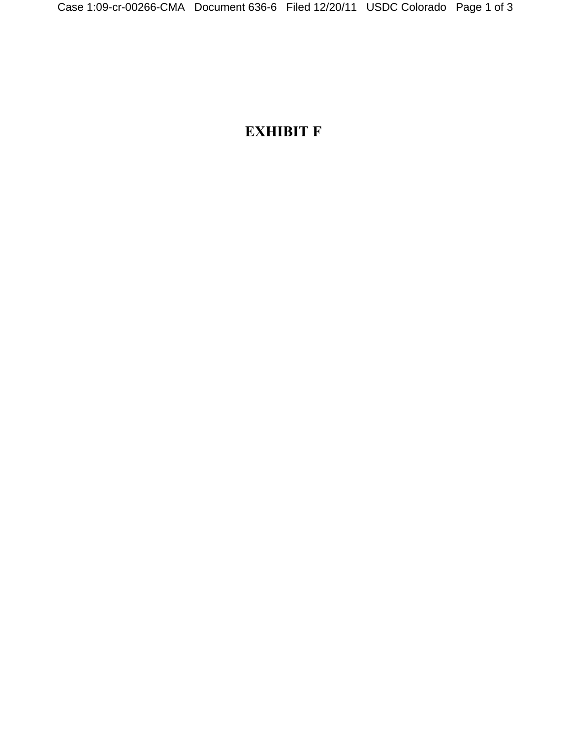# EXHIBIT F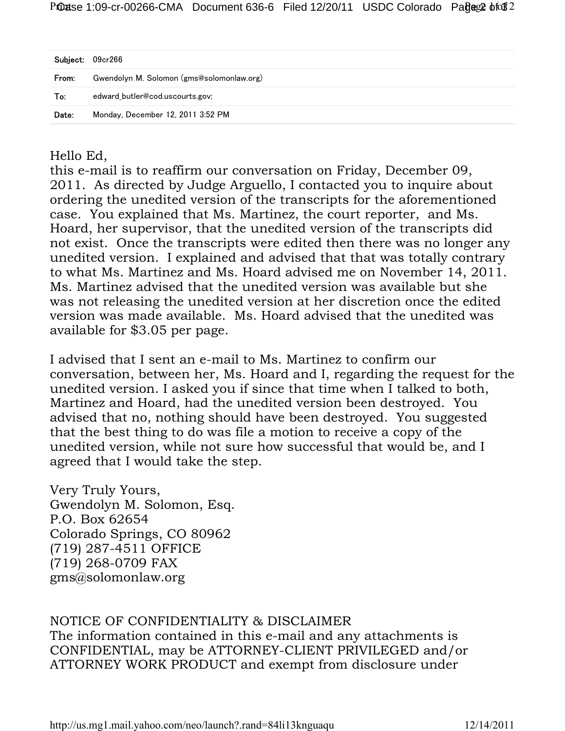| | |
|---|---|
| **Subject:** | 09cr266 |
| **From:** | Gwendolyn M. Solomon (gms@solomonlaw.org) |
| **To:** | edward_butler@cod.uscourts.gov; |
| **Date:** | Monday, December 12, 2011 3:52 PM |

Hello Ed,
this e-mail is to reaffirm our conversation on Friday, December 09, 2011. As directed by Judge Arguello, I contacted you to inquire about ordering the unedited version of the transcripts for the aforementioned case. You explained that Ms. Martinez, the court reporter, and Ms. Hoard, her supervisor, that the unedited version of the transcripts did not exist. Once the transcripts were edited then there was no longer any unedited version. I explained and advised that that was totally contrary to what Ms. Martinez and Ms. Hoard advised me on November 14, 2011. Ms. Martinez advised that the unedited version was available but she was not releasing the unedited version at her discretion once the edited version was made available. Ms. Hoard advised that the unedited was available for $3.05 per page.

I advised that I sent an e-mail to Ms. Martinez to confirm our conversation, between her, Ms. Hoard and I, regarding the request for the unedited version. I asked you if since that time when I talked to both, Martinez and Hoard, had the unedited version been destroyed. You advised that no, nothing should have been destroyed. You suggested that the best thing to do was file a motion to receive a copy of the unedited version, while not sure how successful that would be, and I agreed that I would take the step.

Very Truly Yours,
Gwendolyn M. Solomon, Esq.
P.O. Box 62654
Colorado Springs, CO 80962
(719) 287-4511 OFFICE
(719) 268-0709 FAX
gms@solomonlaw.org

NOTICE OF CONFIDENTIALITY & DISCLAIMER
The information contained in this e-mail and any attachments is CONFIDENTIAL, may be ATTORNEY-CLIENT PRIVILEGED and/or ATTORNEY WORK PRODUCT and exempt from disclosure under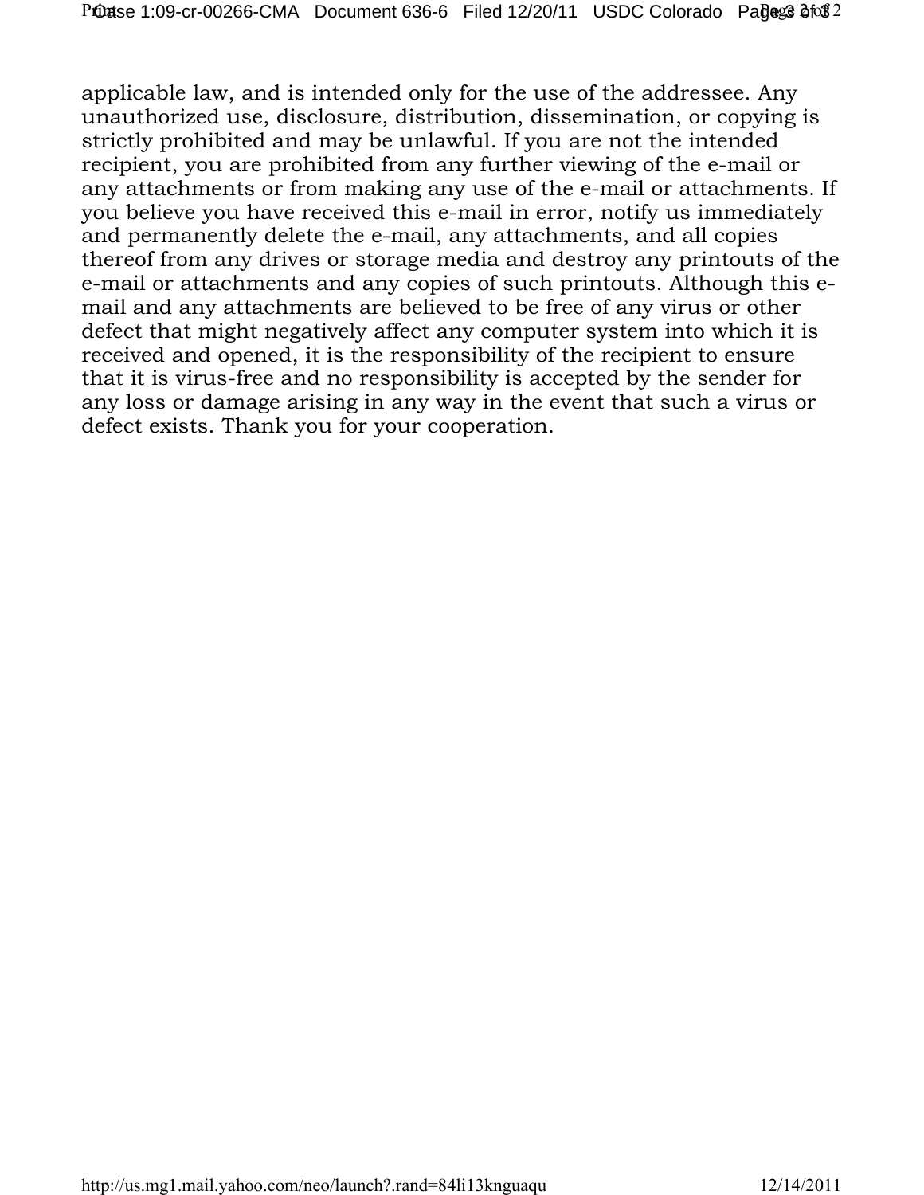applicable law, and is intended only for the use of the addressee. Any unauthorized use, disclosure, distribution, dissemination, or copying is strictly prohibited and may be unlawful. If you are not the intended recipient, you are prohibited from any further viewing of the e-mail or any attachments or from making any use of the e-mail or attachments. If you believe you have received this e-mail in error, notify us immediately and permanently delete the e-mail, any attachments, and all copies thereof from any drives or storage media and destroy any printouts of the e-mail or attachments and any copies of such printouts. Although this e-mail and any attachments are believed to be free of any virus or other defect that might negatively affect any computer system into which it is received and opened, it is the responsibility of the recipient to ensure that it is virus-free and no responsibility is accepted by the sender for any loss or damage arising in any way in the event that such a virus or defect exists. Thank you for your cooperation.